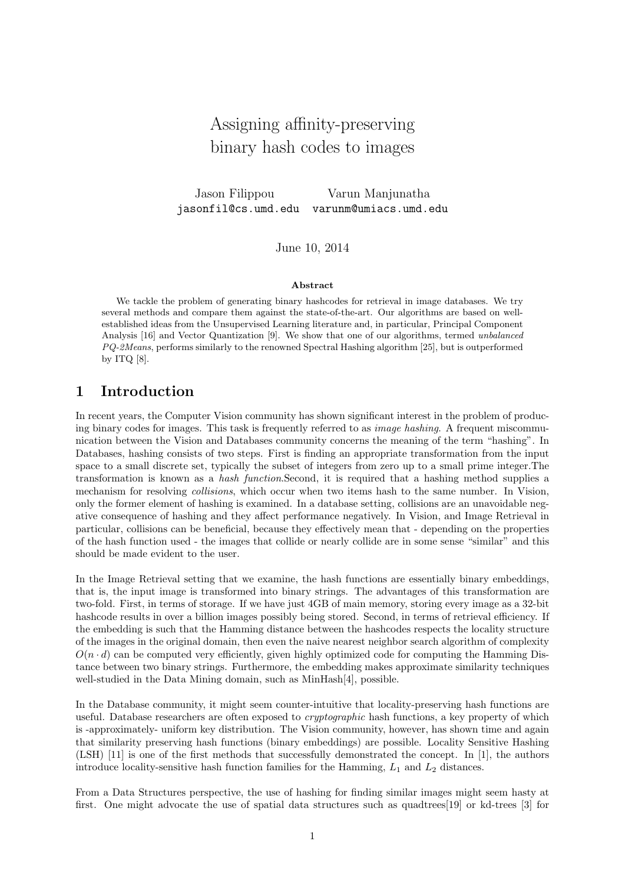# Assigning affinity-preserving binary hash codes to images

Jason Filippou
`jasonfil@cs.umd.edu`

Varun Manjunatha
`varunm@umiacs.umd.edu`

June 10, 2014

**Abstract**

We tackle the problem of generating binary hashcodes for retrieval in image databases. We try several methods and compare them against the state-of-the-art. Our algorithms are based on well-established ideas from the Unsupervised Learning literature and, in particular, Principal Component Analysis [16] and Vector Quantization [9]. We show that one of our algorithms, termed *unbalanced PQ-2Means*, performs similarly to the renowned Spectral Hashing algorithm [25], but is outperformed by ITQ [8].

## 1 Introduction

In recent years, the Computer Vision community has shown significant interest in the problem of producing binary codes for images. This task is frequently referred to as *image hashing*. A frequent miscommunication between the Vision and Databases community concerns the meaning of the term "hashing". In Databases, hashing consists of two steps. First is finding an appropriate transformation from the input space to a small discrete set, typically the subset of integers from zero up to a small prime integer.The transformation is known as a *hash function*.Second, it is required that a hashing method supplies a mechanism for resolving *collisions*, which occur when two items hash to the same number. In Vision, only the former element of hashing is examined. In a database setting, collisions are an unavoidable negative consequence of hashing and they affect performance negatively. In Vision, and Image Retrieval in particular, collisions can be beneficial, because they effectively mean that - depending on the properties of the hash function used - the images that collide or nearly collide are in some sense "similar" and this should be made evident to the user.

In the Image Retrieval setting that we examine, the hash functions are essentially binary embeddings, that is, the input image is transformed into binary strings. The advantages of this transformation are two-fold. First, in terms of storage. If we have just 4GB of main memory, storing every image as a 32-bit hashcode results in over a billion images possibly being stored. Second, in terms of retrieval efficiency. If the embedding is such that the Hamming distance between the hashcodes respects the locality structure of the images in the original domain, then even the naive nearest neighbor search algorithm of complexity $O(n \cdot d)$ can be computed very efficiently, given highly optimized code for computing the Hamming Distance between two binary strings. Furthermore, the embedding makes approximate similarity techniques well-studied in the Data Mining domain, such as MinHash[4], possible.

In the Database community, it might seem counter-intuitive that locality-preserving hash functions are useful. Database researchers are often exposed to *cryptographic* hash functions, a key property of which is -approximately- uniform key distribution. The Vision community, however, has shown time and again that similarity preserving hash functions (binary embeddings) are possible. Locality Sensitive Hashing (LSH) [11] is one of the first methods that successfully demonstrated the concept. In [1], the authors introduce locality-sensitive hash function families for the Hamming, $L_1$ and $L_2$ distances.

From a Data Structures perspective, the use of hashing for finding similar images might seem hasty at first. One might advocate the use of spatial data structures such as quadtrees[19] or kd-trees [3] for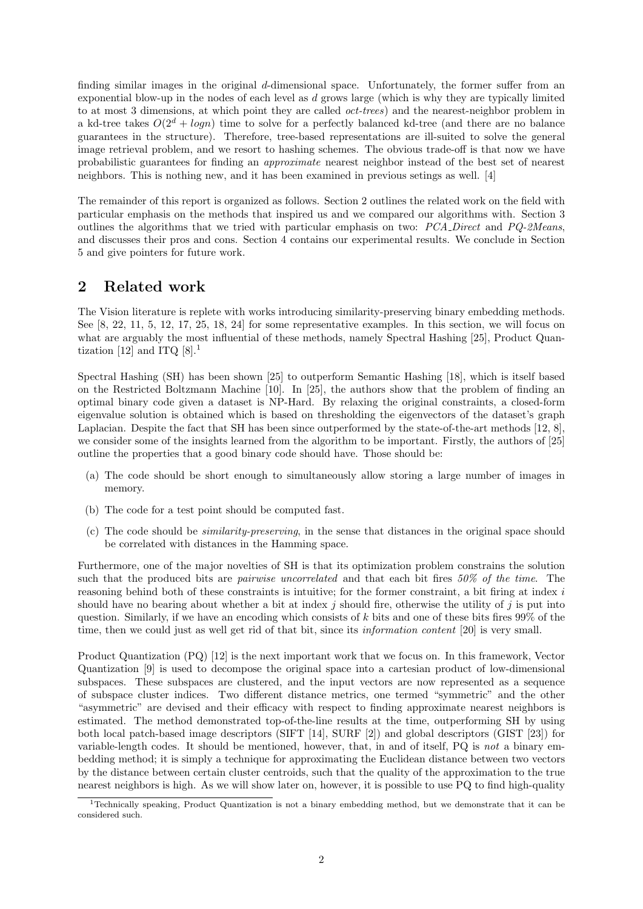finding similar images in the original $d$-dimensional space. Unfortunately, the former suffer from an exponential blow-up in the nodes of each level as $d$ grows large (which is why they are typically limited to at most 3 dimensions, at which point they are called *oct-trees*) and the nearest-neighbor problem in a kd-tree takes $O(2^d + logn)$ time to solve for a perfectly balanced kd-tree (and there are no balance guarantees in the structure). Therefore, tree-based representations are ill-suited to solve the general image retrieval problem, and we resort to hashing schemes. The obvious trade-off is that now we have probabilistic guarantees for finding an *approximate* nearest neighbor instead of the best set of nearest neighbors. This is nothing new, and it has been examined in previous setings as well. [4]

The remainder of this report is organized as follows. Section 2 outlines the related work on the field with particular emphasis on the methods that inspired us and we compared our algorithms with. Section 3 outlines the algorithms that we tried with particular emphasis on two: *PCA_Direct* and *PQ-2Means*, and discusses their pros and cons. Section 4 contains our experimental results. We conclude in Section 5 and give pointers for future work.

## 2 Related work

The Vision literature is replete with works introducing similarity-preserving binary embedding methods. See [8, 22, 11, 5, 12, 17, 25, 18, 24] for some representative examples. In this section, we will focus on what are arguably the most influential of these methods, namely Spectral Hashing [25], Product Quantization [12] and ITQ [8].[1]

Spectral Hashing (SH) has been shown [25] to outperform Semantic Hashing [18], which is itself based on the Restricted Boltzmann Machine [10]. In [25], the authors show that the problem of finding an optimal binary code given a dataset is NP-Hard. By relaxing the original constraints, a closed-form eigenvalue solution is obtained which is based on thresholding the eigenvectors of the dataset's graph Laplacian. Despite the fact that SH has been since outperformed by the state-of-the-art methods [12, 8], we consider some of the insights learned from the algorithm to be important. Firstly, the authors of [25] outline the properties that a good binary code should have. Those should be:

(a) The code should be short enough to simultaneously allow storing a large number of images in memory.

(b) The code for a test point should be computed fast.

(c) The code should be *similarity-preserving*, in the sense that distances in the original space should be correlated with distances in the Hamming space.

Furthermore, one of the major novelties of SH is that its optimization problem constrains the solution such that the produced bits are *pairwise uncorrelated* and that each bit fires *50% of the time*. The reasoning behind both of these constraints is intuitive; for the former constraint, a bit firing at index $i$ should have no bearing about whether a bit at index $j$ should fire, otherwise the utility of $j$ is put into question. Similarly, if we have an encoding which consists of $k$ bits and one of these bits fires 99% of the time, then we could just as well get rid of that bit, since its *information content* [20] is very small.

Product Quantization (PQ) [12] is the next important work that we focus on. In this framework, Vector Quantization [9] is used to decompose the original space into a cartesian product of low-dimensional subspaces. These subspaces are clustered, and the input vectors are now represented as a sequence of subspace cluster indices. Two different distance metrics, one termed "symmetric" and the other "asymmetric" are devised and their efficacy with respect to finding approximate nearest neighbors is estimated. The method demonstrated top-of-the-line results at the time, outperforming SH by using both local patch-based image descriptors (SIFT [14], SURF [2]) and global descriptors (GIST [23]) for variable-length codes. It should be mentioned, however, that, in and of itself, PQ is *not* a binary embedding method; it is simply a technique for approximating the Euclidean distance between two vectors by the distance between certain cluster centroids, such that the quality of the approximation to the true nearest neighbors is high. As we will show later on, however, it is possible to use PQ to find high-quality

[1] Technically speaking, Product Quantization is not a binary embedding method, but we demonstrate that it can be considered such.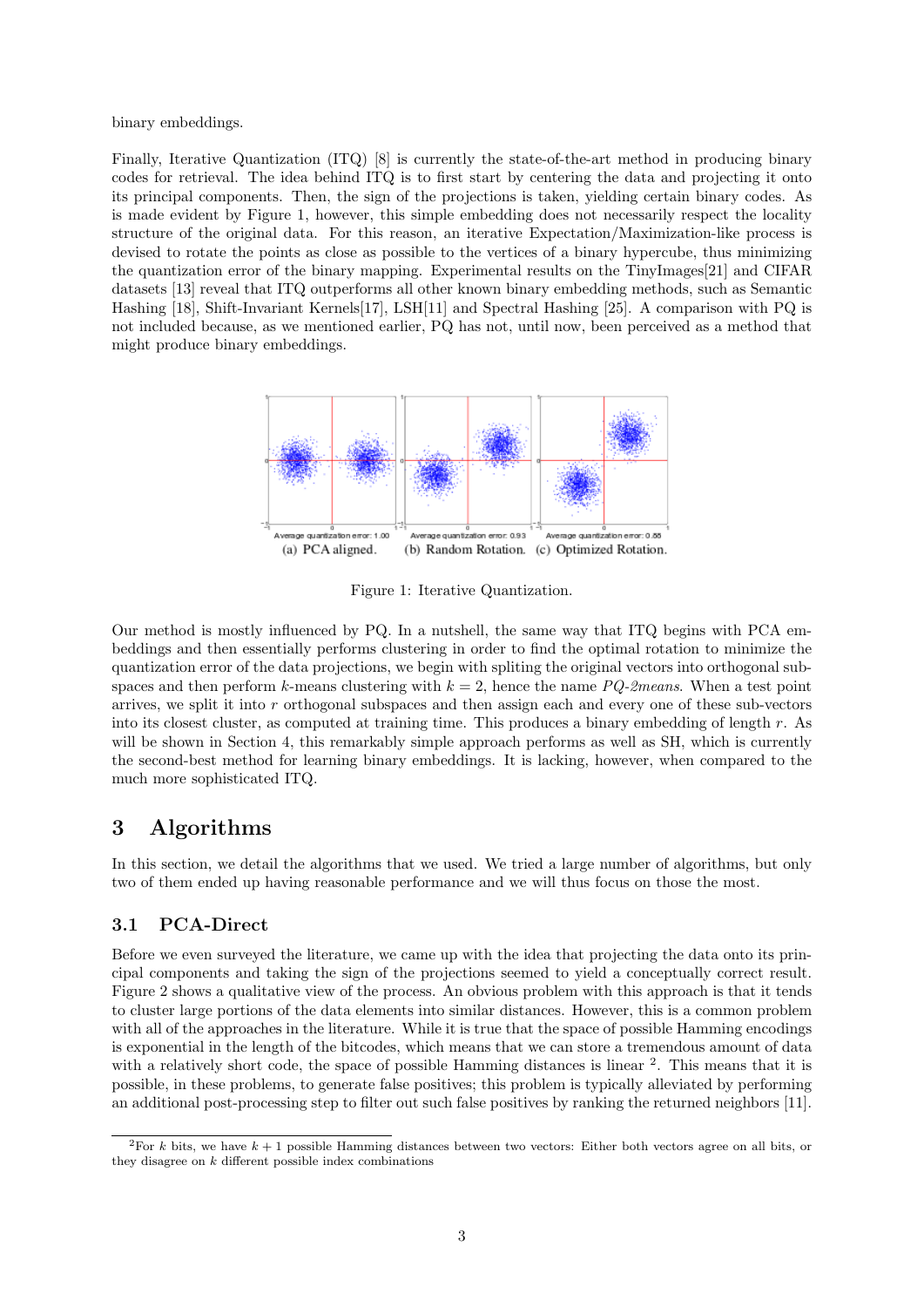binary embeddings.

Finally, Iterative Quantization (ITQ) [8] is currently the state-of-the-art method in producing binary codes for retrieval. The idea behind ITQ is to first start by centering the data and projecting it onto its principal components. Then, the sign of the projections is taken, yielding certain binary codes. As is made evident by Figure 1, however, this simple embedding does not necessarily respect the locality structure of the original data. For this reason, an iterative Expectation/Maximization-like process is devised to rotate the points as close as possible to the vertices of a binary hypercube, thus minimizing the quantization error of the binary mapping. Experimental results on the TinyImages[21] and CIFAR datasets [13] reveal that ITQ outperforms all other known binary embedding methods, such as Semantic Hashing [18], Shift-Invariant Kernels[17], LSH[11] and Spectral Hashing [25]. A comparison with PQ is not included because, as we mentioned earlier, PQ has not, until now, been perceived as a method that might produce binary embeddings.

(a) PCA aligned. (b) Random Rotation. (c) Optimized Rotation.

Figure 1: Iterative Quantization.

Our method is mostly influenced by PQ. In a nutshell, the same way that ITQ begins with PCA embeddings and then essentially performs clustering in order to find the optimal rotation to minimize the quantization error of the data projections, we begin with spliting the original vectors into orthogonal subspaces and then perform $k$-means clustering with $k = 2$, hence the name *PQ-2means*. When a test point arrives, we split it into $r$ orthogonal subspaces and then assign each and every one of these sub-vectors into its closest cluster, as computed at training time. This produces a binary embedding of length $r$. As will be shown in Section 4, this remarkably simple approach performs as well as SH, which is currently the second-best method for learning binary embeddings. It is lacking, however, when compared to the much more sophisticated ITQ.

# 3 Algorithms

In this section, we detail the algorithms that we used. We tried a large number of algorithms, but only two of them ended up having reasonable performance and we will thus focus on those the most.

## 3.1 PCA-Direct

Before we even surveyed the literature, we came up with the idea that projecting the data onto its principal components and taking the sign of the projections seemed to yield a conceptually correct result. Figure 2 shows a qualitative view of the process. An obvious problem with this approach is that it tends to cluster large portions of the data elements into similar distances. However, this is a common problem with all of the approaches in the literature. While it is true that the space of possible Hamming encodings is exponential in the length of the bitcodes, which means that we can store a tremendous amount of data with a relatively short code, the space of possible Hamming distances is linear [2]. This means that it is possible, in these problems, to generate false positives; this problem is typically alleviated by performing an additional post-processing step to filter out such false positives by ranking the returned neighbors [11].

[2] For $k$ bits, we have $k + 1$ possible Hamming distances between two vectors: Either both vectors agree on all bits, or they disagree on $k$ different possible index combinations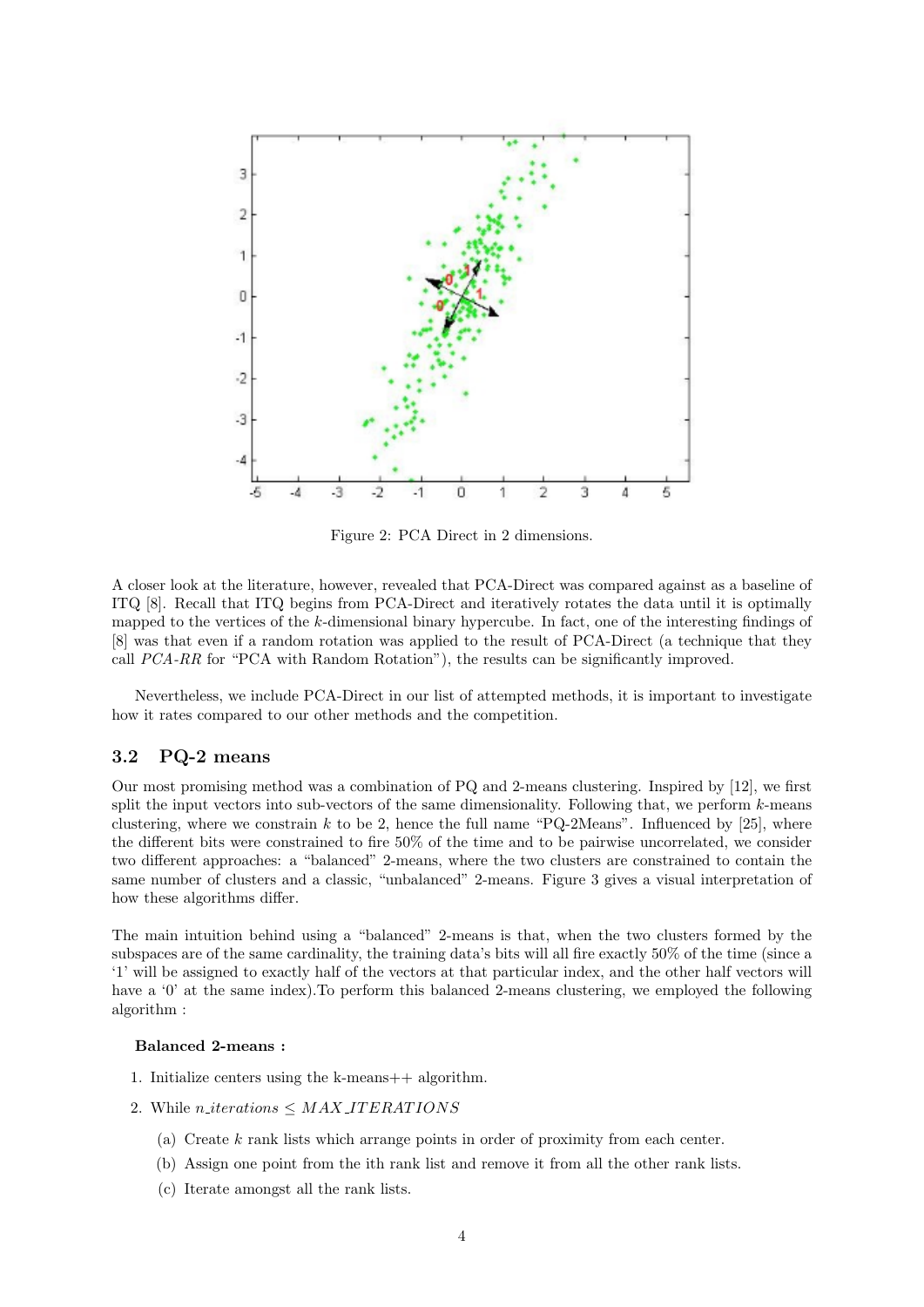Figure 2: PCA Direct in 2 dimensions.

A closer look at the literature, however, revealed that PCA-Direct was compared against as a baseline of ITQ [8]. Recall that ITQ begins from PCA-Direct and iteratively rotates the data until it is optimally mapped to the vertices of the $k$-dimensional binary hypercube. In fact, one of the interesting findings of [8] was that even if a random rotation was applied to the result of PCA-Direct (a technique that they call *PCA-RR* for "PCA with Random Rotation"), the results can be significantly improved.

Nevertheless, we include PCA-Direct in our list of attempted methods, it is important to investigate how it rates compared to our other methods and the competition.

### 3.2 PQ-2 means

Our most promising method was a combination of PQ and 2-means clustering. Inspired by [12], we first split the input vectors into sub-vectors of the same dimensionality. Following that, we perform $k$-means clustering, where we constrain $k$ to be 2, hence the full name "PQ-2Means". Influenced by [25], where the different bits were constrained to fire 50% of the time and to be pairwise uncorrelated, we consider two different approaches: a "balanced" 2-means, where the two clusters are constrained to contain the same number of clusters and a classic, "unbalanced" 2-means. Figure 3 gives a visual interpretation of how these algorithms differ.

The main intuition behind using a "balanced" 2-means is that, when the two clusters formed by the subspaces are of the same cardinality, the training data's bits will all fire exactly 50% of the time (since a '1' will be assigned to exactly half of the vectors at that particular index, and the other half vectors will have a '0' at the same index).To perform this balanced 2-means clustering, we employed the following algorithm :

**Balanced 2-means :**

1. Initialize centers using the k-means++ algorithm.
2. While $n\_iterations \leq MAX\_ITERATIONS$
   (a) Create $k$ rank lists which arrange points in order of proximity from each center.
   (b) Assign one point from the ith rank list and remove it from all the other rank lists.
   (c) Iterate amongst all the rank lists.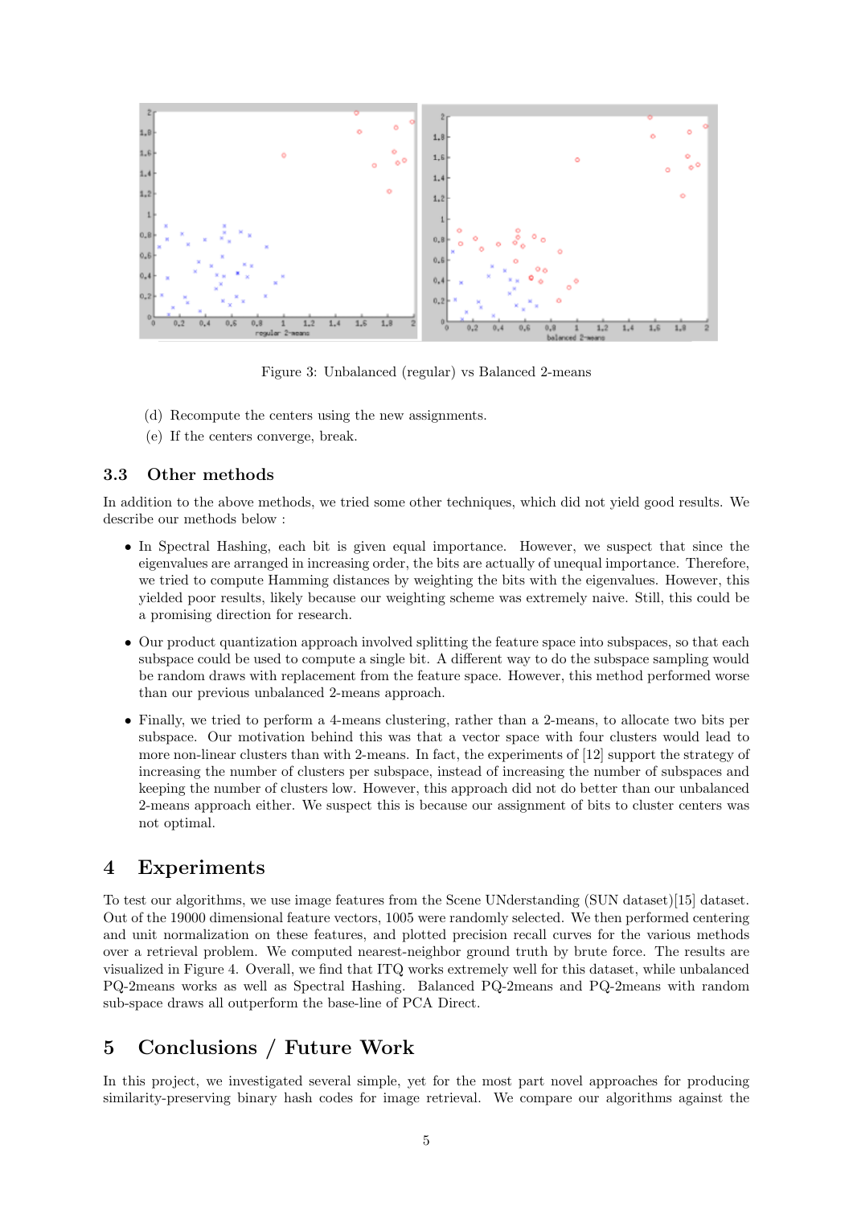Figure 3: Unbalanced (regular) vs Balanced 2-means

(d) Recompute the centers using the new assignments.

(e) If the centers converge, break.

### 3.3 Other methods

In addition to the above methods, we tried some other techniques, which did not yield good results. We describe our methods below :

- In Spectral Hashing, each bit is given equal importance. However, we suspect that since the eigenvalues are arranged in increasing order, the bits are actually of unequal importance. Therefore, we tried to compute Hamming distances by weighting the bits with the eigenvalues. However, this yielded poor results, likely because our weighting scheme was extremely naive. Still, this could be a promising direction for research.
- Our product quantization approach involved splitting the feature space into subspaces, so that each subspace could be used to compute a single bit. A different way to do the subspace sampling would be random draws with replacement from the feature space. However, this method performed worse than our previous unbalanced 2-means approach.
- Finally, we tried to perform a 4-means clustering, rather than a 2-means, to allocate two bits per subspace. Our motivation behind this was that a vector space with four clusters would lead to more non-linear clusters than with 2-means. In fact, the experiments of [12] support the strategy of increasing the number of clusters per subspace, instead of increasing the number of subspaces and keeping the number of clusters low. However, this approach did not do better than our unbalanced 2-means approach either. We suspect this is because our assignment of bits to cluster centers was not optimal.

## 4 Experiments

To test our algorithms, we use image features from the Scene UNderstanding (SUN dataset)[15] dataset. Out of the 19000 dimensional feature vectors, 1005 were randomly selected. We then performed centering and unit normalization on these features, and plotted precision recall curves for the various methods over a retrieval problem. We computed nearest-neighbor ground truth by brute force. The results are visualized in Figure 4. Overall, we find that ITQ works extremely well for this dataset, while unbalanced PQ-2means works as well as Spectral Hashing. Balanced PQ-2means and PQ-2means with random sub-space draws all outperform the base-line of PCA Direct.

## 5 Conclusions / Future Work

In this project, we investigated several simple, yet for the most part novel approaches for producing similarity-preserving binary hash codes for image retrieval. We compare our algorithms against the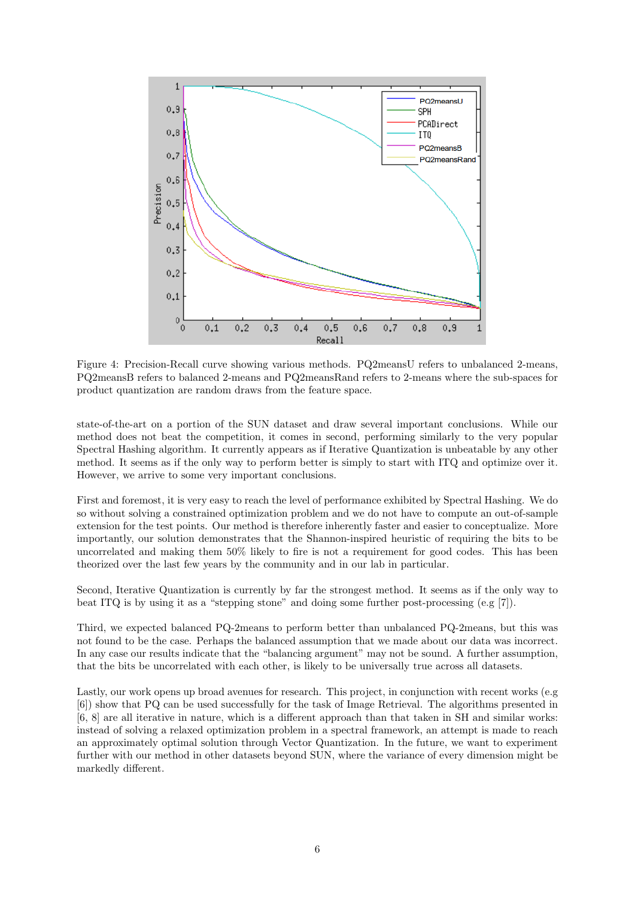Figure 4: Precision-Recall curve showing various methods. PQ2meansU refers to unbalanced 2-means, PQ2meansB refers to balanced 2-means and PQ2meansRand refers to 2-means where the sub-spaces for product quantization are random draws from the feature space.

state-of-the-art on a portion of the SUN dataset and draw several important conclusions. While our method does not beat the competition, it comes in second, performing similarly to the very popular Spectral Hashing algorithm. It currently appears as if Iterative Quantization is unbeatable by any other method. It seems as if the only way to perform better is simply to start with ITQ and optimize over it. However, we arrive to some very important conclusions.

First and foremost, it is very easy to reach the level of performance exhibited by Spectral Hashing. We do so without solving a constrained optimization problem and we do not have to compute an out-of-sample extension for the test points. Our method is therefore inherently faster and easier to conceptualize. More importantly, our solution demonstrates that the Shannon-inspired heuristic of requiring the bits to be uncorrelated and making them 50% likely to fire is not a requirement for good codes. This has been theorized over the last few years by the community and in our lab in particular.

Second, Iterative Quantization is currently by far the strongest method. It seems as if the only way to beat ITQ is by using it as a "stepping stone" and doing some further post-processing (e.g [7]).

Third, we expected balanced PQ-2means to perform better than unbalanced PQ-2means, but this was not found to be the case. Perhaps the balanced assumption that we made about our data was incorrect. In any case our results indicate that the "balancing argument" may not be sound. A further assumption, that the bits be uncorrelated with each other, is likely to be universally true across all datasets.

Lastly, our work opens up broad avenues for research. This project, in conjunction with recent works (e.g [6]) show that PQ can be used successfully for the task of Image Retrieval. The algorithms presented in [6, 8] are all iterative in nature, which is a different approach than that taken in SH and similar works: instead of solving a relaxed optimization problem in a spectral framework, an attempt is made to reach an approximately optimal solution through Vector Quantization. In the future, we want to experiment further with our method in other datasets beyond SUN, where the variance of every dimension might be markedly different.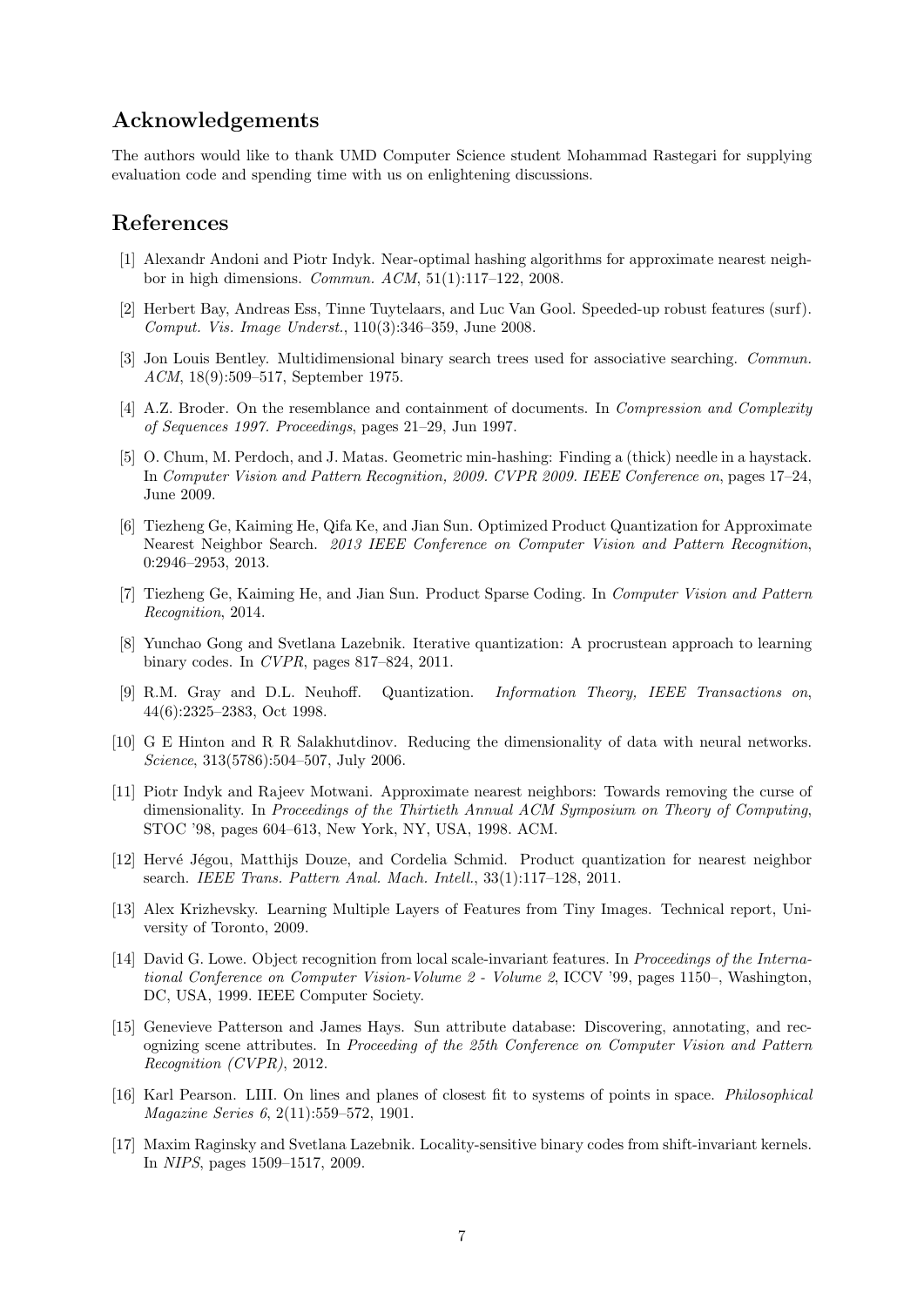## Acknowledgements

The authors would like to thank UMD Computer Science student Mohammad Rastegari for supplying evaluation code and spending time with us on enlightening discussions.

## References

[1] Alexandr Andoni and Piotr Indyk. Near-optimal hashing algorithms for approximate nearest neighbor in high dimensions. *Commun. ACM*, 51(1):117–122, 2008.

[2] Herbert Bay, Andreas Ess, Tinne Tuytelaars, and Luc Van Gool. Speeded-up robust features (surf). *Comput. Vis. Image Underst.*, 110(3):346–359, June 2008.

[3] Jon Louis Bentley. Multidimensional binary search trees used for associative searching. *Commun. ACM*, 18(9):509–517, September 1975.

[4] A.Z. Broder. On the resemblance and containment of documents. In *Compression and Complexity of Sequences 1997. Proceedings*, pages 21–29, Jun 1997.

[5] O. Chum, M. Perdoch, and J. Matas. Geometric min-hashing: Finding a (thick) needle in a haystack. In *Computer Vision and Pattern Recognition, 2009. CVPR 2009. IEEE Conference on*, pages 17–24, June 2009.

[6] Tiezheng Ge, Kaiming He, Qifa Ke, and Jian Sun. Optimized Product Quantization for Approximate Nearest Neighbor Search. *2013 IEEE Conference on Computer Vision and Pattern Recognition*, 0:2946–2953, 2013.

[7] Tiezheng Ge, Kaiming He, and Jian Sun. Product Sparse Coding. In *Computer Vision and Pattern Recognition*, 2014.

[8] Yunchao Gong and Svetlana Lazebnik. Iterative quantization: A procrustean approach to learning binary codes. In *CVPR*, pages 817–824, 2011.

[9] R.M. Gray and D.L. Neuhoff. Quantization. *Information Theory, IEEE Transactions on*, 44(6):2325–2383, Oct 1998.

[10] G E Hinton and R R Salakhutdinov. Reducing the dimensionality of data with neural networks. *Science*, 313(5786):504–507, July 2006.

[11] Piotr Indyk and Rajeev Motwani. Approximate nearest neighbors: Towards removing the curse of dimensionality. In *Proceedings of the Thirtieth Annual ACM Symposium on Theory of Computing*, STOC '98, pages 604–613, New York, NY, USA, 1998. ACM.

[12] Hervé Jégou, Matthijs Douze, and Cordelia Schmid. Product quantization for nearest neighbor search. *IEEE Trans. Pattern Anal. Mach. Intell.*, 33(1):117–128, 2011.

[13] Alex Krizhevsky. Learning Multiple Layers of Features from Tiny Images. Technical report, University of Toronto, 2009.

[14] David G. Lowe. Object recognition from local scale-invariant features. In *Proceedings of the International Conference on Computer Vision-Volume 2 - Volume 2*, ICCV '99, pages 1150–, Washington, DC, USA, 1999. IEEE Computer Society.

[15] Genevieve Patterson and James Hays. Sun attribute database: Discovering, annotating, and recognizing scene attributes. In *Proceeding of the 25th Conference on Computer Vision and Pattern Recognition (CVPR)*, 2012.

[16] Karl Pearson. LIII. On lines and planes of closest fit to systems of points in space. *Philosophical Magazine Series 6*, 2(11):559–572, 1901.

[17] Maxim Raginsky and Svetlana Lazebnik. Locality-sensitive binary codes from shift-invariant kernels. In *NIPS*, pages 1509–1517, 2009.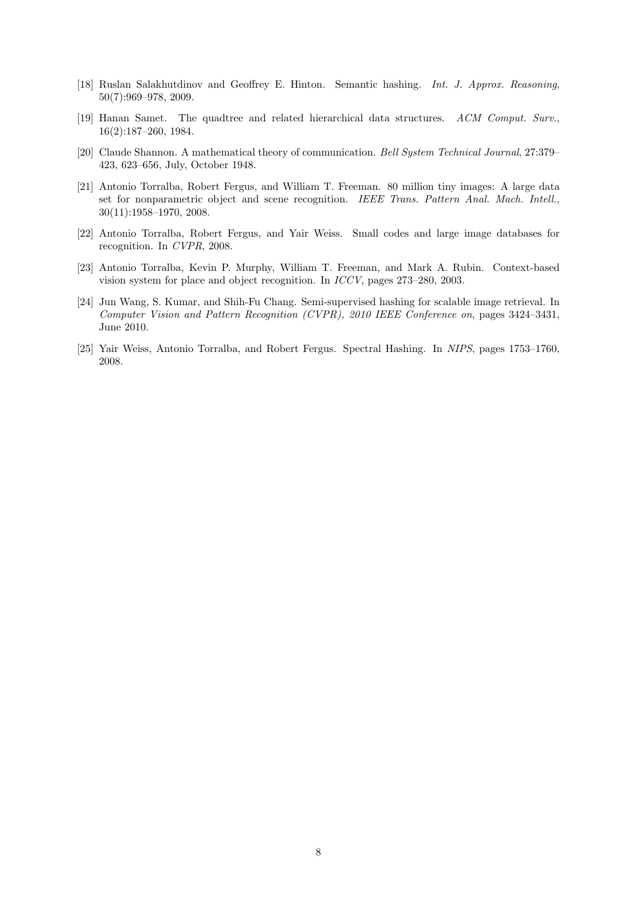[18] Ruslan Salakhutdinov and Geoffrey E. Hinton. Semantic hashing. *Int. J. Approx. Reasoning*, 50(7):969–978, 2009.

[19] Hanan Samet. The quadtree and related hierarchical data structures. *ACM Comput. Surv.*, 16(2):187–260, 1984.

[20] Claude Shannon. A mathematical theory of communication. *Bell System Technical Journal*, 27:379–423, 623–656, July, October 1948.

[21] Antonio Torralba, Robert Fergus, and William T. Freeman. 80 million tiny images: A large data set for nonparametric object and scene recognition. *IEEE Trans. Pattern Anal. Mach. Intell.*, 30(11):1958–1970, 2008.

[22] Antonio Torralba, Robert Fergus, and Yair Weiss. Small codes and large image databases for recognition. In *CVPR*, 2008.

[23] Antonio Torralba, Kevin P. Murphy, William T. Freeman, and Mark A. Rubin. Context-based vision system for place and object recognition. In *ICCV*, pages 273–280, 2003.

[24] Jun Wang, S. Kumar, and Shih-Fu Chang. Semi-supervised hashing for scalable image retrieval. In *Computer Vision and Pattern Recognition (CVPR), 2010 IEEE Conference on*, pages 3424–3431, June 2010.

[25] Yair Weiss, Antonio Torralba, and Robert Fergus. Spectral Hashing. In *NIPS*, pages 1753–1760, 2008.